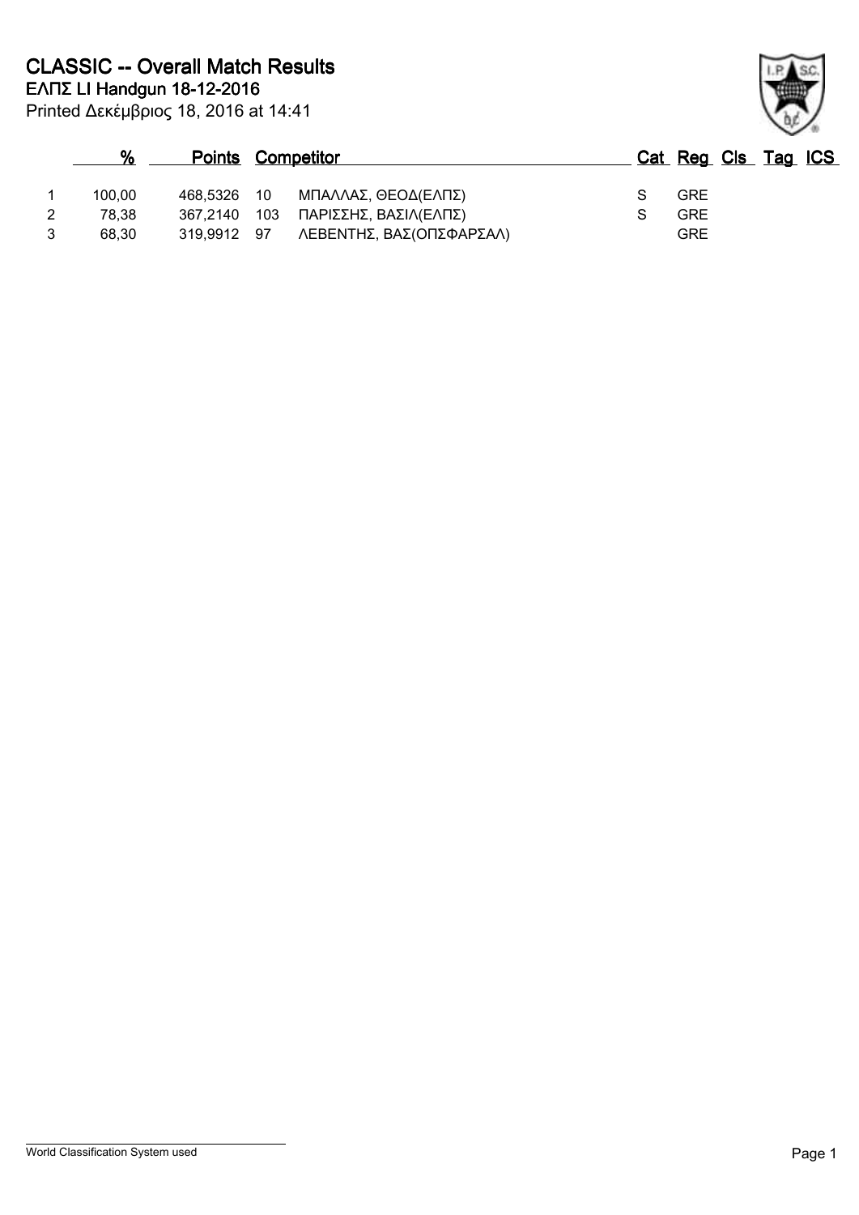# CLASSIC -- Overall Match Results

**ΕΛΠΣ LI Handgun 18-12-2016**

Printed Δεκέμβριος 18, 2016 at 14:41

| | % | Points | Competitor | | Cat | Reg | Cls | Tag | ICS |
|---|---|---|---|---|---|---|---|---|---|
| 1 | 100,00 | 468,5326 | 10 | ΜΠΑΛΛΑΣ, ΘΕΟΔ(ΕΛΠΣ) | S | GRE | | | |
| 2 | 78,38 | 367,2140 | 103 | ΠΑΡΙΣΣΗΣ, ΒΑΣΙΛ(ΕΛΠΣ) | S | GRE | | | |
| 3 | 68,30 | 319,9912 | 97 | ΛΕΒΕΝΤΗΣ, ΒΑΣ(ΟΠΣΦΑΡΣΑΛ) | | GRE | | | |

World Classification System used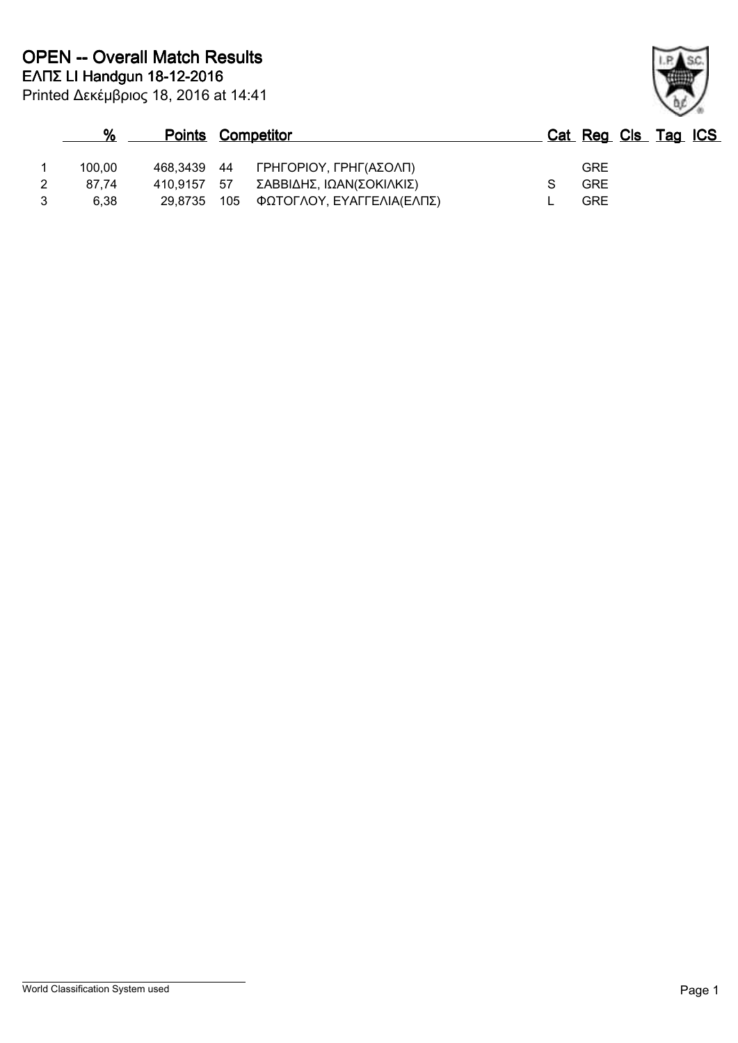# OPEN -- Overall Match Results

**ΕΛΠΣ LI Handgun 18-12-2016**

Printed Δεκέμβριος 18, 2016 at 14:41

| | % | Points | | Competitor | Cat | Reg | Cls | Tag | ICS |
|---|---|---|---|---|---|---|---|---|---|
| 1 | 100,00 | 468,3439 | 44 | ΓΡΗΓΟΡΙΟΥ, ΓΡΗΓ(ΑΣΟΛΠ) | | GRE | | | |
| 2 | 87,74 | 410,9157 | 57 | ΣΑΒΒΙΔΗΣ, ΙΩΑΝ(ΣΟΚΙΛΚΙΣ) | S | GRE | | | |
| 3 | 6,38 | 29,8735 | 105 | ΦΩΤΟΓΛΟΥ, ΕΥΑΓΓΕΛΙΑ(ΕΛΠΣ) | L | GRE | | | |

World Classification System used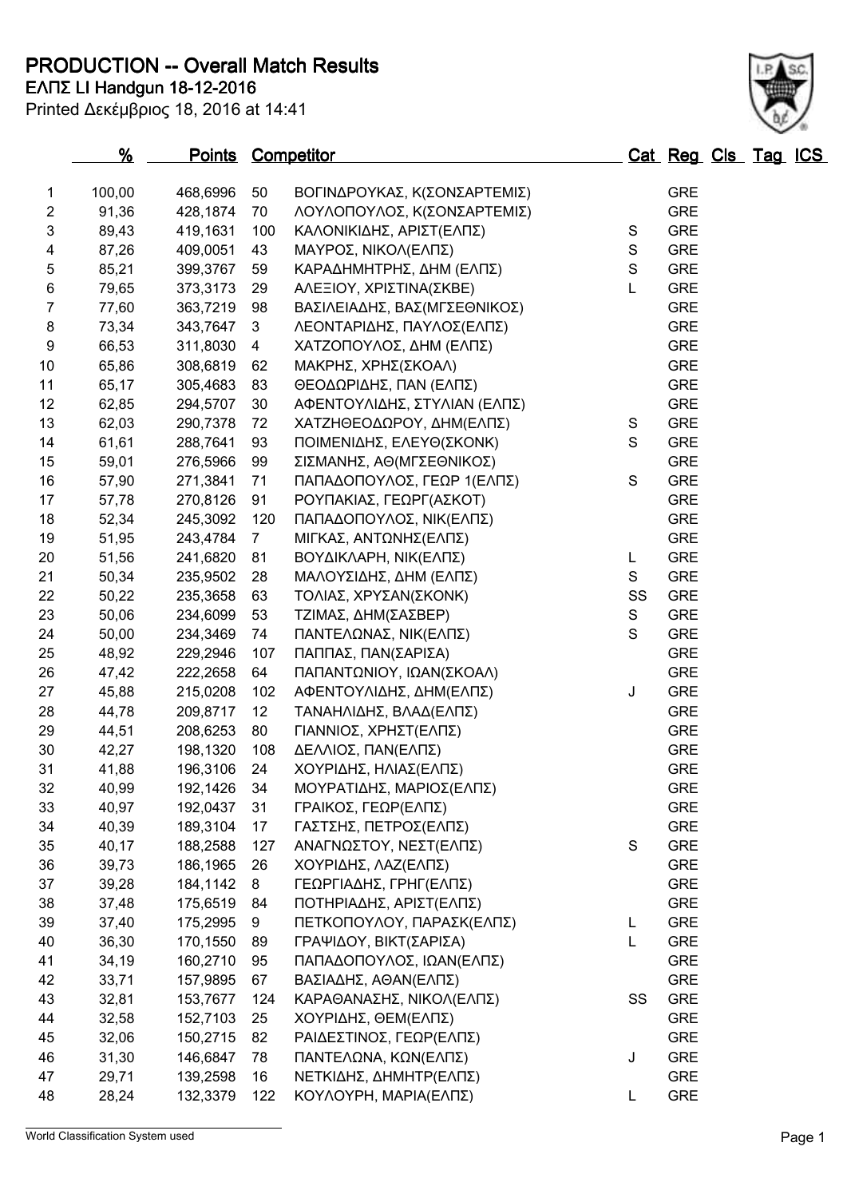# PRODUCTION -- Overall Match Results

**ΕΛΠΣ LI Handgun 18-12-2016**

Printed Δεκέμβριος 18, 2016 at 14:41

| | % | Points | Competitor | | Cat | Reg | Cls | Tag | ICS |
|---|---|---|---|---|---|---|---|---|---|
| 1 | 100,00 | 468,6996 | 50 | ΒΟΓΙΝΔΡΟΥΚΑΣ, Κ(ΣΟΝΣΑΡΤΕΜΙΣ) | | GRE | | | |
| 2 | 91,36 | 428,1874 | 70 | ΛΟΥΛΟΠΟΥΛΟΣ, Κ(ΣΟΝΣΑΡΤΕΜΙΣ) | | GRE | | | |
| 3 | 89,43 | 419,1631 | 100 | ΚΑΛΟΝΙΚΙΔΗΣ, ΑΡΙΣΤ(ΕΛΠΣ) | S | GRE | | | |
| 4 | 87,26 | 409,0051 | 43 | ΜΑΥΡΟΣ, ΝΙΚΟΛ(ΕΛΠΣ) | S | GRE | | | |
| 5 | 85,21 | 399,3767 | 59 | ΚΑΡΑΔΗΜΗΤΡΗΣ, ΔΗΜ (ΕΛΠΣ) | S | GRE | | | |
| 6 | 79,65 | 373,3173 | 29 | ΑΛΕΞΙΟΥ, ΧΡΙΣΤΙΝΑ(ΣΚΒΕ) | L | GRE | | | |
| 7 | 77,60 | 363,7219 | 98 | ΒΑΣΙΛΕΙΑΔΗΣ, ΒΑΣ(ΜΓΣΕΘΝΙΚΟΣ) | | GRE | | | |
| 8 | 73,34 | 343,7647 | 3 | ΛΕΟΝΤΑΡΙΔΗΣ, ΠΑΥΛΟΣ(ΕΛΠΣ) | | GRE | | | |
| 9 | 66,53 | 311,8030 | 4 | ΧΑΤΖΟΠΟΥΛΟΣ, ΔΗΜ (ΕΛΠΣ) | | GRE | | | |
| 10 | 65,86 | 308,6819 | 62 | ΜΑΚΡΗΣ, ΧΡΗΣ(ΣΚΟΑΛ) | | GRE | | | |
| 11 | 65,17 | 305,4683 | 83 | ΘΕΟΔΩΡΙΔΗΣ, ΠΑΝ (ΕΛΠΣ) | | GRE | | | |
| 12 | 62,85 | 294,5707 | 30 | ΑΦΕΝΤΟΥΛΙΔΗΣ, ΣΤΥΛΙΑΝ (ΕΛΠΣ) | | GRE | | | |
| 13 | 62,03 | 290,7378 | 72 | ΧΑΤΖΗΘΕΟΔΩΡΟΥ, ΔΗΜ(ΕΛΠΣ) | S | GRE | | | |
| 14 | 61,61 | 288,7641 | 93 | ΠΟΙΜΕΝΙΔΗΣ, ΕΛΕΥΘ(ΣΚΟΝΚ) | S | GRE | | | |
| 15 | 59,01 | 276,5966 | 99 | ΣΙΣΜΑΝΗΣ, ΑΘ(ΜΓΣΕΘΝΙΚΟΣ) | | GRE | | | |
| 16 | 57,90 | 271,3841 | 71 | ΠΑΠΑΔΟΠΟΥΛΟΣ, ΓΕΩΡ 1(ΕΛΠΣ) | S | GRE | | | |
| 17 | 57,78 | 270,8126 | 91 | ΡΟΥΠΑΚΙΑΣ, ΓΕΩΡΓ(ΑΣΚΟΤ) | | GRE | | | |
| 18 | 52,34 | 245,3092 | 120 | ΠΑΠΑΔΟΠΟΥΛΟΣ, ΝΙΚ(ΕΛΠΣ) | | GRE | | | |
| 19 | 51,95 | 243,4784 | 7 | ΜΙΓΚΑΣ, ΑΝΤΩΝΗΣ(ΕΛΠΣ) | | GRE | | | |
| 20 | 51,56 | 241,6820 | 81 | ΒΟΥΔΙΚΛΑΡΗ, ΝΙΚ(ΕΛΠΣ) | L | GRE | | | |
| 21 | 50,34 | 235,9502 | 28 | ΜΑΛΟΥΣΙΔΗΣ, ΔΗΜ (ΕΛΠΣ) | S | GRE | | | |
| 22 | 50,22 | 235,3658 | 63 | ΤΟΛΙΑΣ, ΧΡΥΣΑΝ(ΣΚΟΝΚ) | SS | GRE | | | |
| 23 | 50,06 | 234,6099 | 53 | ΤΖΙΜΑΣ, ΔΗΜ(ΣΑΣΒΕΡ) | S | GRE | | | |
| 24 | 50,00 | 234,3469 | 74 | ΠΑΝΤΕΛΩΝΑΣ, ΝΙΚ(ΕΛΠΣ) | S | GRE | | | |
| 25 | 48,92 | 229,2946 | 107 | ΠΑΠΠΑΣ, ΠΑΝ(ΣΑΡΙΣΑ) | | GRE | | | |
| 26 | 47,42 | 222,2658 | 64 | ΠΑΠΑΝΤΩΝΙΟΥ, ΙΩΑΝ(ΣΚΟΑΛ) | | GRE | | | |
| 27 | 45,88 | 215,0208 | 102 | ΑΦΕΝΤΟΥΛΙΔΗΣ, ΔΗΜ(ΕΛΠΣ) | J | GRE | | | |
| 28 | 44,78 | 209,8717 | 12 | ΤΑΝΑΗΛΙΔΗΣ, ΒΛΑΔ(ΕΛΠΣ) | | GRE | | | |
| 29 | 44,51 | 208,6253 | 80 | ΓΙΑΝΝΙΟΣ, ΧΡΗΣΤ(ΕΛΠΣ) | | GRE | | | |
| 30 | 42,27 | 198,1320 | 108 | ΔΕΛΛΙΟΣ, ΠΑΝ(ΕΛΠΣ) | | GRE | | | |
| 31 | 41,88 | 196,3106 | 24 | ΧΟΥΡΙΔΗΣ, ΗΛΙΑΣ(ΕΛΠΣ) | | GRE | | | |
| 32 | 40,99 | 192,1426 | 34 | ΜΟΥΡΑΤΙΔΗΣ, ΜΑΡΙΟΣ(ΕΛΠΣ) | | GRE | | | |
| 33 | 40,97 | 192,0437 | 31 | ΓΡΑΙΚΟΣ, ΓΕΩΡ(ΕΛΠΣ) | | GRE | | | |
| 34 | 40,39 | 189,3104 | 17 | ΓΑΣΤΣΗΣ, ΠΕΤΡΟΣ(ΕΛΠΣ) | | GRE | | | |
| 35 | 40,17 | 188,2588 | 127 | ΑΝΑΓΝΩΣΤΟΥ, ΝΕΣΤ(ΕΛΠΣ) | S | GRE | | | |
| 36 | 39,73 | 186,1965 | 26 | ΧΟΥΡΙΔΗΣ, ΛΑΖ(ΕΛΠΣ) | | GRE | | | |
| 37 | 39,28 | 184,1142 | 8 | ΓΕΩΡΓΙΑΔΗΣ, ΓΡΗΓ(ΕΛΠΣ) | | GRE | | | |
| 38 | 37,48 | 175,6519 | 84 | ΠΟΤΗΡΙΑΔΗΣ, ΑΡΙΣΤ(ΕΛΠΣ) | | GRE | | | |
| 39 | 37,40 | 175,2995 | 9 | ΠΕΤΚΟΠΟΥΛΟΥ, ΠΑΡΑΣΚ(ΕΛΠΣ) | L | GRE | | | |
| 40 | 36,30 | 170,1550 | 89 | ΓΡΑΨΙΔΟΥ, ΒΙΚΤ(ΣΑΡΙΣΑ) | L | GRE | | | |
| 41 | 34,19 | 160,2710 | 95 | ΠΑΠΑΔΟΠΟΥΛΟΣ, ΙΩΑΝ(ΕΛΠΣ) | | GRE | | | |
| 42 | 33,71 | 157,9895 | 67 | ΒΑΣΙΑΔΗΣ, ΑΘΑΝ(ΕΛΠΣ) | | GRE | | | |
| 43 | 32,81 | 153,7677 | 124 | ΚΑΡΑΘΑΝΑΣΗΣ, ΝΙΚΟΛ(ΕΛΠΣ) | SS | GRE | | | |
| 44 | 32,58 | 152,7103 | 25 | ΧΟΥΡΙΔΗΣ, ΘΕΜ(ΕΛΠΣ) | | GRE | | | |
| 45 | 32,06 | 150,2715 | 82 | ΡΑΙΔΕΣΤΙΝΟΣ, ΓΕΩΡ(ΕΛΠΣ) | | GRE | | | |
| 46 | 31,30 | 146,6847 | 78 | ΠΑΝΤΕΛΩΝΑ, ΚΩΝ(ΕΛΠΣ) | J | GRE | | | |
| 47 | 29,71 | 139,2598 | 16 | ΝΕΤΚΙΔΗΣ, ΔΗΜΗΤΡ(ΕΛΠΣ) | | GRE | | | |
| 48 | 28,24 | 132,3379 | 122 | ΚΟΥΛΟΥΡΗ, ΜΑΡΙΑ(ΕΛΠΣ) | L | GRE | | | |

World Classification System used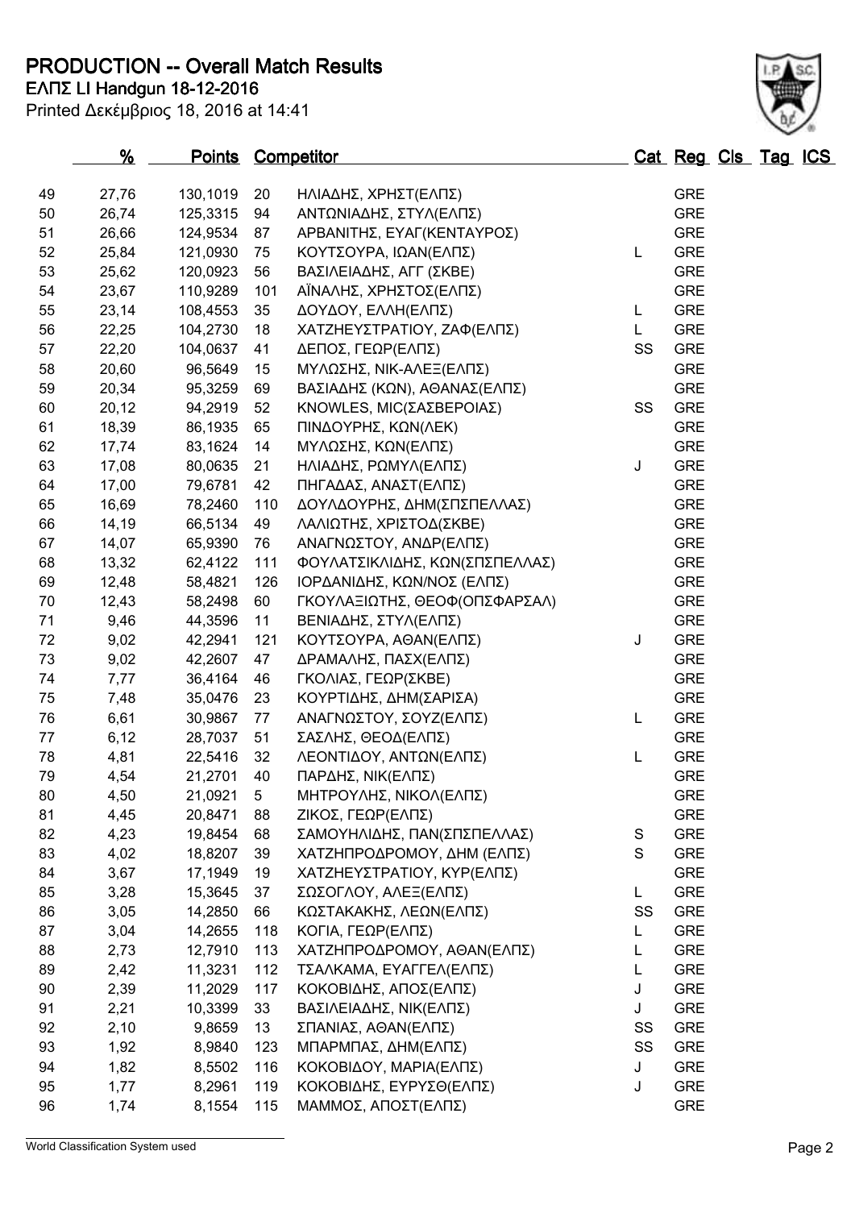# PRODUCTION -- Overall Match Results

**ΕΛΠΣ LI Handgun 18-12-2016**

Printed Δεκέμβριος 18, 2016 at 14:41

| | % | Points | Competitor | | Cat | Reg | Cls | Tag | ICS |
|---|---|---|---|---|---|---|---|---|---|
| 49 | 27,76 | 130,1019 | 20 | ΗΛΙΑΔΗΣ, ΧΡΗΣΤ(ΕΛΠΣ) | | GRE | | | |
| 50 | 26,74 | 125,3315 | 94 | ΑΝΤΩΝΙΑΔΗΣ, ΣΤΥΛ(ΕΛΠΣ) | | GRE | | | |
| 51 | 26,66 | 124,9534 | 87 | ΑΡΒΑΝΙΤΗΣ, ΕΥΑΓ(ΚΕΝΤΑΥΡΟΣ) | | GRE | | | |
| 52 | 25,84 | 121,0930 | 75 | ΚΟΥΤΣΟΥΡΑ, ΙΩΑΝ(ΕΛΠΣ) | L | GRE | | | |
| 53 | 25,62 | 120,0923 | 56 | ΒΑΣΙΛΕΙΑΔΗΣ, ΑΓΓ (ΣΚΒΕ) | | GRE | | | |
| 54 | 23,67 | 110,9289 | 101 | ΑΪΝΑΛΗΣ, ΧΡΗΣΤΟΣ(ΕΛΠΣ) | | GRE | | | |
| 55 | 23,14 | 108,4553 | 35 | ΔΟΥΔΟΥ, ΕΛΛΗ(ΕΛΠΣ) | L | GRE | | | |
| 56 | 22,25 | 104,2730 | 18 | ΧΑΤΖΗΕΥΣΤΡΑΤΙΟΥ, ΖΑΦ(ΕΛΠΣ) | L | GRE | | | |
| 57 | 22,20 | 104,0637 | 41 | ΔΕΠΟΣ, ΓΕΩΡ(ΕΛΠΣ) | SS | GRE | | | |
| 58 | 20,60 | 96,5649 | 15 | ΜΥΛΩΣΗΣ, ΝΙΚ-ΑΛΕΞ(ΕΛΠΣ) | | GRE | | | |
| 59 | 20,34 | 95,3259 | 69 | ΒΑΣΙΑΔΗΣ (ΚΩΝ), ΑΘΑΝΑΣ(ΕΛΠΣ) | | GRE | | | |
| 60 | 20,12 | 94,2919 | 52 | KNOWLES, MIC(ΣΑΣΒΕΡΟΙΑΣ) | SS | GRE | | | |
| 61 | 18,39 | 86,1935 | 65 | ΠΙΝΔΟΥΡΗΣ, ΚΩΝ(ΛΕΚ) | | GRE | | | |
| 62 | 17,74 | 83,1624 | 14 | ΜΥΛΩΣΗΣ, ΚΩΝ(ΕΛΠΣ) | | GRE | | | |
| 63 | 17,08 | 80,0635 | 21 | ΗΛΙΑΔΗΣ, ΡΩΜΥΛ(ΕΛΠΣ) | J | GRE | | | |
| 64 | 17,00 | 79,6781 | 42 | ΠΗΓΑΔΑΣ, ΑΝΑΣΤ(ΕΛΠΣ) | | GRE | | | |
| 65 | 16,69 | 78,2460 | 110 | ΔΟΥΛΔΟΥΡΗΣ, ΔΗΜ(ΣΠΣΠΕΛΛΑΣ) | | GRE | | | |
| 66 | 14,19 | 66,5134 | 49 | ΛΑΛΙΩΤΗΣ, ΧΡΙΣΤΟΔ(ΣΚΒΕ) | | GRE | | | |
| 67 | 14,07 | 65,9390 | 76 | ΑΝΑΓΝΩΣΤΟΥ, ΑΝΔΡ(ΕΛΠΣ) | | GRE | | | |
| 68 | 13,32 | 62,4122 | 111 | ΦΟΥΛΑΤΣΙΚΛΙΔΗΣ, ΚΩΝ(ΣΠΣΠΕΛΛΑΣ) | | GRE | | | |
| 69 | 12,48 | 58,4821 | 126 | ΙΟΡΔΑΝΙΔΗΣ, ΚΩΝ/ΝΟΣ (ΕΛΠΣ) | | GRE | | | |
| 70 | 12,43 | 58,2498 | 60 | ΓΚΟΥΛΑΞΙΩΤΗΣ, ΘΕΟΦ(ΟΠΣΦΑΡΣΑΛ) | | GRE | | | |
| 71 | 9,46 | 44,3596 | 11 | ΒΕΝΙΑΔΗΣ, ΣΤΥΛ(ΕΛΠΣ) | | GRE | | | |
| 72 | 9,02 | 42,2941 | 121 | ΚΟΥΤΣΟΥΡΑ, ΑΘΑΝ(ΕΛΠΣ) | J | GRE | | | |
| 73 | 9,02 | 42,2607 | 47 | ΔΡΑΜΑΛΗΣ, ΠΑΣΧ(ΕΛΠΣ) | | GRE | | | |
| 74 | 7,77 | 36,4164 | 46 | ΓΚΟΛΙΑΣ, ΓΕΩΡ(ΣΚΒΕ) | | GRE | | | |
| 75 | 7,48 | 35,0476 | 23 | ΚΟΥΡΤΙΔΗΣ, ΔΗΜ(ΣΑΡΙΣΑ) | | GRE | | | |
| 76 | 6,61 | 30,9867 | 77 | ΑΝΑΓΝΩΣΤΟΥ, ΣΟΥΖ(ΕΛΠΣ) | L | GRE | | | |
| 77 | 6,12 | 28,7037 | 51 | ΣΑΣΛΗΣ, ΘΕΟΔ(ΕΛΠΣ) | | GRE | | | |
| 78 | 4,81 | 22,5416 | 32 | ΛΕΟΝΤΙΔΟΥ, ΑΝΤΩΝ(ΕΛΠΣ) | L | GRE | | | |
| 79 | 4,54 | 21,2701 | 40 | ΠΑΡΔΗΣ, ΝΙΚ(ΕΛΠΣ) | | GRE | | | |
| 80 | 4,50 | 21,0921 | 5 | ΜΗΤΡΟΥΛΗΣ, ΝΙΚΟΛ(ΕΛΠΣ) | | GRE | | | |
| 81 | 4,45 | 20,8471 | 88 | ΖΙΚΟΣ, ΓΕΩΡ(ΕΛΠΣ) | | GRE | | | |
| 82 | 4,23 | 19,8454 | 68 | ΣΑΜΟΥΗΛΙΔΗΣ, ΠΑΝ(ΣΠΣΠΕΛΛΑΣ) | S | GRE | | | |
| 83 | 4,02 | 18,8207 | 39 | ΧΑΤΖΗΠΡΟΔΡΟΜΟΥ, ΔΗΜ (ΕΛΠΣ) | S | GRE | | | |
| 84 | 3,67 | 17,1949 | 19 | ΧΑΤΖΗΕΥΣΤΡΑΤΙΟΥ, ΚΥΡ(ΕΛΠΣ) | | GRE | | | |
| 85 | 3,28 | 15,3645 | 37 | ΣΩΣΟΓΛΟΥ, ΑΛΕΞ(ΕΛΠΣ) | L | GRE | | | |
| 86 | 3,05 | 14,2850 | 66 | ΚΩΣΤΑΚΑΚΗΣ, ΛΕΩΝ(ΕΛΠΣ) | SS | GRE | | | |
| 87 | 3,04 | 14,2655 | 118 | ΚΟΓΙΑ, ΓΕΩΡ(ΕΛΠΣ) | L | GRE | | | |
| 88 | 2,73 | 12,7910 | 113 | ΧΑΤΖΗΠΡΟΔΡΟΜΟΥ, ΑΘΑΝ(ΕΛΠΣ) | L | GRE | | | |
| 89 | 2,42 | 11,3231 | 112 | ΤΣΑΛΚΑΜΑ, ΕΥΑΓΓΕΛ(ΕΛΠΣ) | L | GRE | | | |
| 90 | 2,39 | 11,2029 | 117 | ΚΟΚΟΒΙΔΗΣ, ΑΠΟΣ(ΕΛΠΣ) | J | GRE | | | |
| 91 | 2,21 | 10,3399 | 33 | ΒΑΣΙΛΕΙΑΔΗΣ, ΝΙΚ(ΕΛΠΣ) | J | GRE | | | |
| 92 | 2,10 | 9,8659 | 13 | ΣΠΑΝΙΑΣ, ΑΘΑΝ(ΕΛΠΣ) | SS | GRE | | | |
| 93 | 1,92 | 8,9840 | 123 | ΜΠΑΡΜΠΑΣ, ΔΗΜ(ΕΛΠΣ) | SS | GRE | | | |
| 94 | 1,82 | 8,5502 | 116 | ΚΟΚΟΒΙΔΟΥ, ΜΑΡΙΑ(ΕΛΠΣ) | J | GRE | | | |
| 95 | 1,77 | 8,2961 | 119 | ΚΟΚΟΒΙΔΗΣ, ΕΥΡΥΣΘ(ΕΛΠΣ) | J | GRE | | | |
| 96 | 1,74 | 8,1554 | 115 | ΜΑΜΜΟΣ, ΑΠΟΣΤ(ΕΛΠΣ) | | GRE | | | |

World Classification System used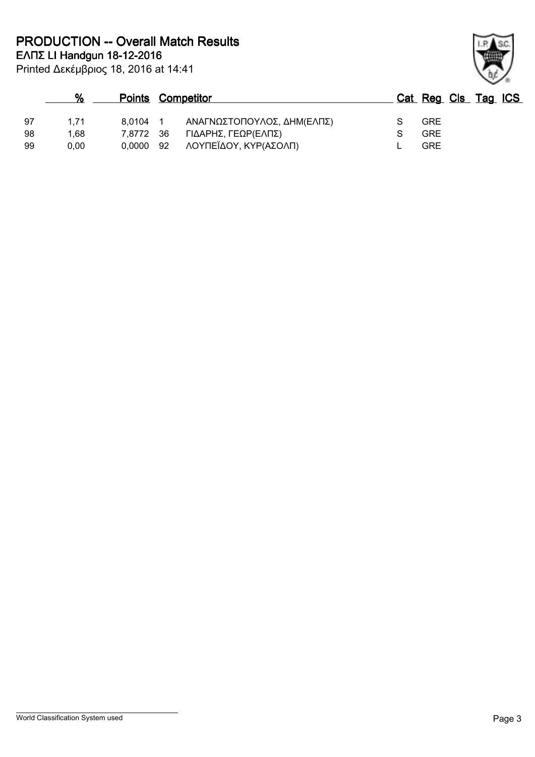# PRODUCTION -- Overall Match Results

**ΕΛΠΣ LI Handgun 18-12-2016**

Printed Δεκέμβριος 18, 2016 at 14:41

| | % | Points | | Competitor | Cat | Reg | Cls | Tag | ICS |
|---|---|---|---|---|---|---|---|---|---|
| 97 | 1,71 | 8,0104 | 1 | ΑΝΑΓΝΩΣΤΟΠΟΥΛΟΣ, ΔΗΜ(ΕΛΠΣ) | S | GRE | | | |
| 98 | 1,68 | 7,8772 | 36 | ΓΙΔΑΡΗΣ, ΓΕΩΡ(ΕΛΠΣ) | S | GRE | | | |
| 99 | 0,00 | 0,0000 | 92 | ΛΟΥΠΕΪΔΟΥ, ΚΥΡ(ΑΣΟΛΠ) | L | GRE | | | |

World Classification System used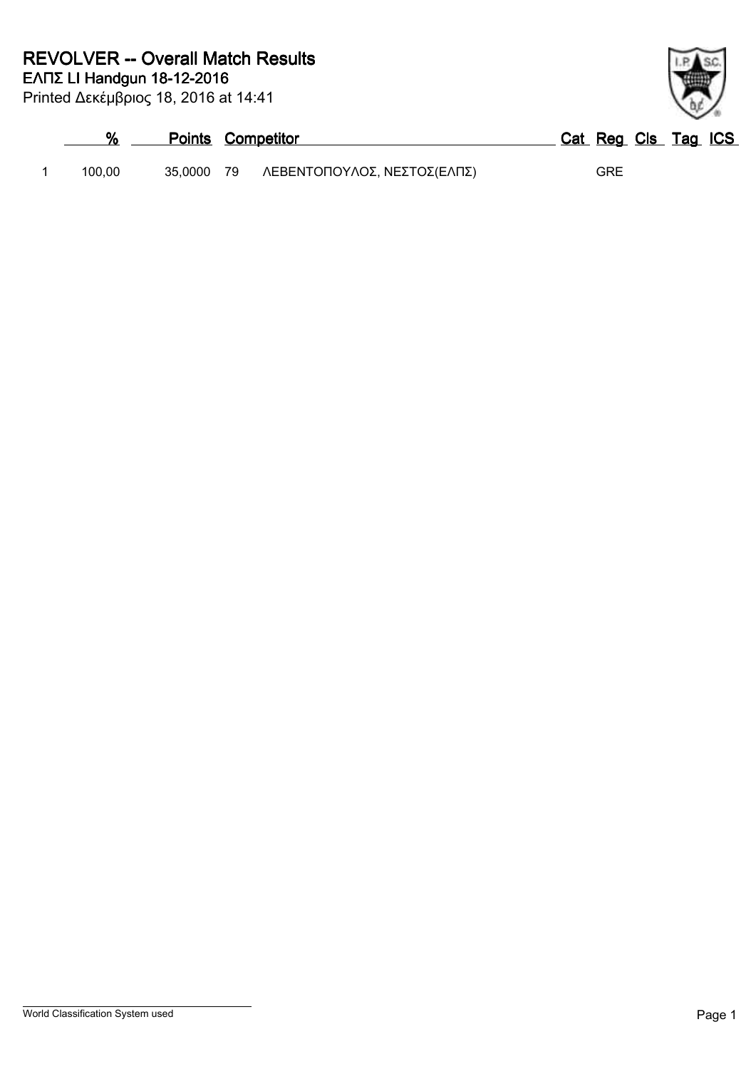# REVOLVER -- Overall Match Results

## ΕΛΠΣ LI Handgun 18-12-2016

Printed Δεκέμβριος 18, 2016 at 14:41

| | % | Points | | Competitor | Cat | Reg | Cls | Tag | ICS |
|---|---|---|---|---|---|---|---|---|---|
| 1 | 100,00 | 35,0000 | 79 | ΛΕΒΕΝΤΟΠΟΥΛΟΣ, ΝΕΣΤΟΣ(ΕΛΠΣ) | | GRE | | | |

World Classification System used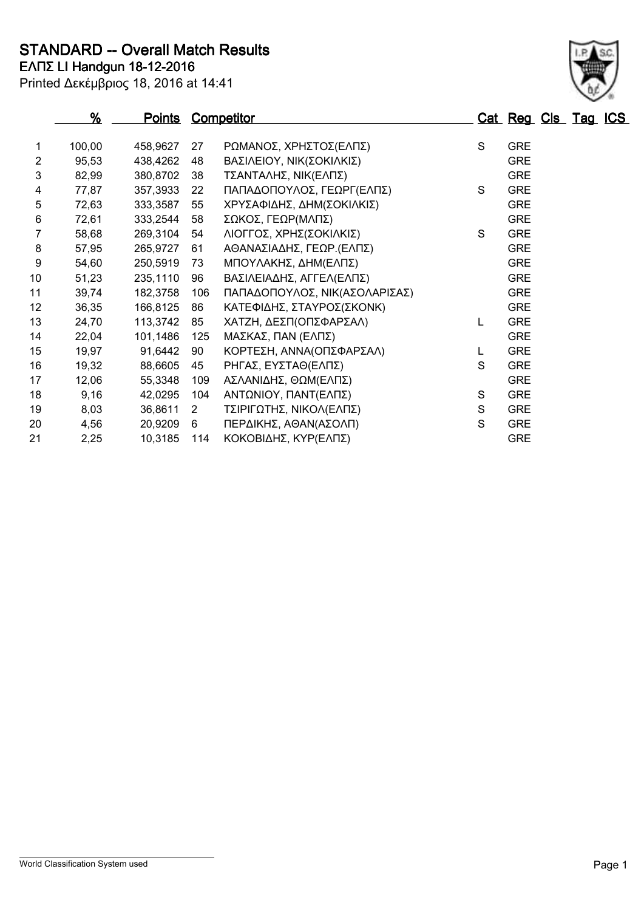# STANDARD -- Overall Match Results

**ΕΛΠΣ LI Handgun 18-12-2016**

Printed Δεκέμβριος 18, 2016 at 14:41

| | % | Points | Competitor | | Cat | Reg | Cls | Tag | ICS |
|---|---|---|---|---|---|---|---|---|---|
| 1 | 100,00 | 458,9627 | 27 | ΡΩΜΑΝΟΣ, ΧΡΗΣΤΟΣ(ΕΛΠΣ) | S | GRE | | | |
| 2 | 95,53 | 438,4262 | 48 | ΒΑΣΙΛΕΙΟΥ, ΝΙΚ(ΣΟΚΙΛΚΙΣ) | | GRE | | | |
| 3 | 82,99 | 380,8702 | 38 | ΤΣΑΝΤΑΛΗΣ, ΝΙΚ(ΕΛΠΣ) | | GRE | | | |
| 4 | 77,87 | 357,3933 | 22 | ΠΑΠΑΔΟΠΟΥΛΟΣ, ΓΕΩΡΓ(ΕΛΠΣ) | S | GRE | | | |
| 5 | 72,63 | 333,3587 | 55 | ΧΡΥΣΑΦΙΔΗΣ, ΔΗΜ(ΣΟΚΙΛΚΙΣ) | | GRE | | | |
| 6 | 72,61 | 333,2544 | 58 | ΣΩΚΟΣ, ΓΕΩΡ(ΜΛΠΣ) | | GRE | | | |
| 7 | 58,68 | 269,3104 | 54 | ΛΙΟΓΓΟΣ, ΧΡΗΣ(ΣΟΚΙΛΚΙΣ) | S | GRE | | | |
| 8 | 57,95 | 265,9727 | 61 | ΑΘΑΝΑΣΙΑΔΗΣ, ΓΕΩΡ.(ΕΛΠΣ) | | GRE | | | |
| 9 | 54,60 | 250,5919 | 73 | ΜΠΟΥΛΑΚΗΣ, ΔΗΜ(ΕΛΠΣ) | | GRE | | | |
| 10 | 51,23 | 235,1110 | 96 | ΒΑΣΙΛΕΙΑΔΗΣ, ΑΓΓΕΛ(ΕΛΠΣ) | | GRE | | | |
| 11 | 39,74 | 182,3758 | 106 | ΠΑΠΑΔΟΠΟΥΛΟΣ, ΝΙΚ(ΑΣΟΛΑΡΙΣΑΣ) | | GRE | | | |
| 12 | 36,35 | 166,8125 | 86 | ΚΑΤΕΦΙΔΗΣ, ΣΤΑΥΡΟΣ(ΣΚΟΝΚ) | | GRE | | | |
| 13 | 24,70 | 113,3742 | 85 | ΧΑΤΖΗ, ΔΕΣΠ(ΟΠΣΦΑΡΣΑΛ) | L | GRE | | | |
| 14 | 22,04 | 101,1486 | 125 | ΜΑΣΚΑΣ, ΠΑΝ (ΕΛΠΣ) | | GRE | | | |
| 15 | 19,97 | 91,6442 | 90 | ΚΟΡΤΕΣΗ, ΑΝΝΑ(ΟΠΣΦΑΡΣΑΛ) | L | GRE | | | |
| 16 | 19,32 | 88,6605 | 45 | ΡΗΓΑΣ, ΕΥΣΤΑΘ(ΕΛΠΣ) | S | GRE | | | |
| 17 | 12,06 | 55,3348 | 109 | ΑΣΛΑΝΙΔΗΣ, ΘΩΜ(ΕΛΠΣ) | | GRE | | | |
| 18 | 9,16 | 42,0295 | 104 | ΑΝΤΩΝΙΟΥ, ΠΑΝΤ(ΕΛΠΣ) | S | GRE | | | |
| 19 | 8,03 | 36,8611 | 2 | ΤΣΙΡΙΓΩΤΗΣ, ΝΙΚΟΛ(ΕΛΠΣ) | S | GRE | | | |
| 20 | 4,56 | 20,9209 | 6 | ΠΕΡΔΙΚΗΣ, ΑΘΑΝ(ΑΣΟΛΠ) | S | GRE | | | |
| 21 | 2,25 | 10,3185 | 114 | ΚΟΚΟΒΙΔΗΣ, ΚΥΡ(ΕΛΠΣ) | | GRE | | | |

World Classification System used